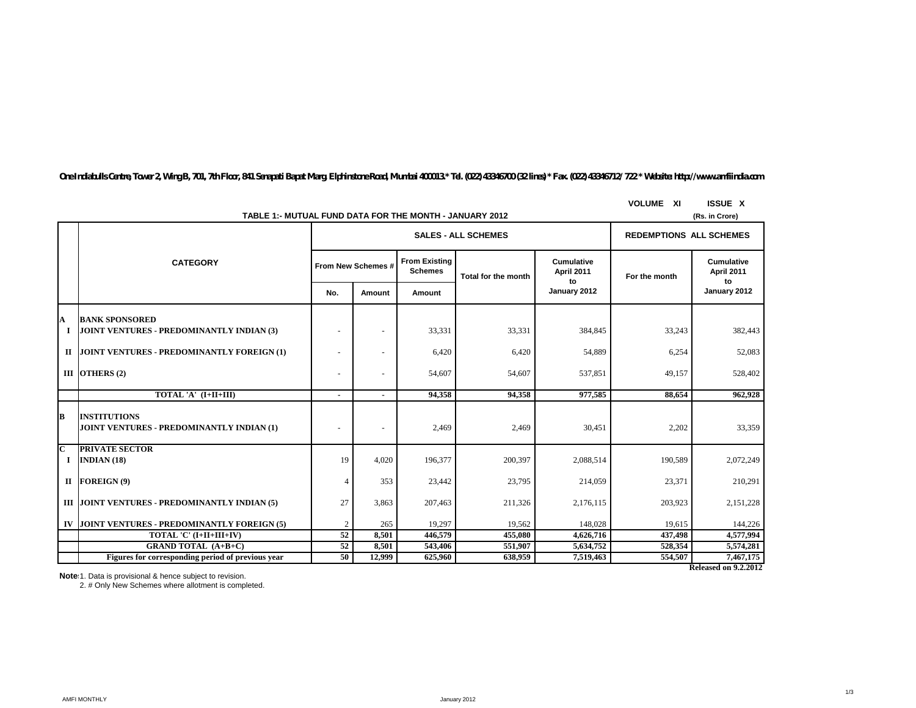One Indiabulls Centre, Tower 2, Wing B, 701, 7th Floor, 841 Senapati Bapat Marg, Elphinstone Road, Mumbai 400013.* Tel. (022) 43346700 (32 lines) * Fax. (022) 43346712/ 722 * Website: http://www.amfiindia.com

VOLUME XI ISSUE X

## TABLE 1:- MUTUAL FUND DATA FOR THE MONTH - JANUARY 2012

(Rs. in Crore)

| | CATEGORY | SALES - ALL SCHEMES | | | | | REDEMPTIONS ALL SCHEMES | |
|---|---|---|---|---|---|---|---|---|
| | | From New Schemes # | | From Existing Schemes | Total for the month | Cumulative April 2011 to January 2012 | For the month | Cumulative April 2011 to January 2012 |
| | | No. | Amount | Amount | | | | |
| **A** | **BANK SPONSORED** | | | | | | | |
| **I** | **JOINT VENTURES - PREDOMINANTLY INDIAN (3)** | - | - | 33,331 | 33,331 | 384,845 | 33,243 | 382,443 |
| **II** | **JOINT VENTURES - PREDOMINANTLY FOREIGN (1)** | - | - | 6,420 | 6,420 | 54,889 | 6,254 | 52,083 |
| **III** | **OTHERS (2)** | - | - | 54,607 | 54,607 | 537,851 | 49,157 | 528,402 |
| | **TOTAL 'A' (I+II+III)** | **-** | **-** | **94,358** | **94,358** | **977,585** | **88,654** | **962,928** |
| **B** | **INSTITUTIONS** | | | | | | | |
| | **JOINT VENTURES - PREDOMINANTLY INDIAN (1)** | - | - | 2,469 | 2,469 | 30,451 | 2,202 | 33,359 |
| **C** | **PRIVATE SECTOR** | | | | | | | |
| **I** | **INDIAN (18)** | 19 | 4,020 | 196,377 | 200,397 | 2,088,514 | 190,589 | 2,072,249 |
| **II** | **FOREIGN (9)** | 4 | 353 | 23,442 | 23,795 | 214,059 | 23,371 | 210,291 |
| **III** | **JOINT VENTURES - PREDOMINANTLY INDIAN (5)** | 27 | 3,863 | 207,463 | 211,326 | 2,176,115 | 203,923 | 2,151,228 |
| **IV** | **JOINT VENTURES - PREDOMINANTLY FOREIGN (5)** | 2 | 265 | 19,297 | 19,562 | 148,028 | 19,615 | 144,226 |
| | **TOTAL 'C' (I+II+III+IV)** | **52** | **8,501** | **446,579** | **455,080** | **4,626,716** | **437,498** | **4,577,994** |
| | **GRAND TOTAL (A+B+C)** | **52** | **8,501** | **543,406** | **551,907** | **5,634,752** | **528,354** | **5,574,281** |
| | **Figures for corresponding period of previous year** | **50** | **12,999** | **625,960** | **638,959** | **7,519,463** | **554,507** | **7,467,175** |

**Released on 9.2.2012**

**Note**: 1. Data is provisional & hence subject to revision.
2. # Only New Schemes where allotment is completed.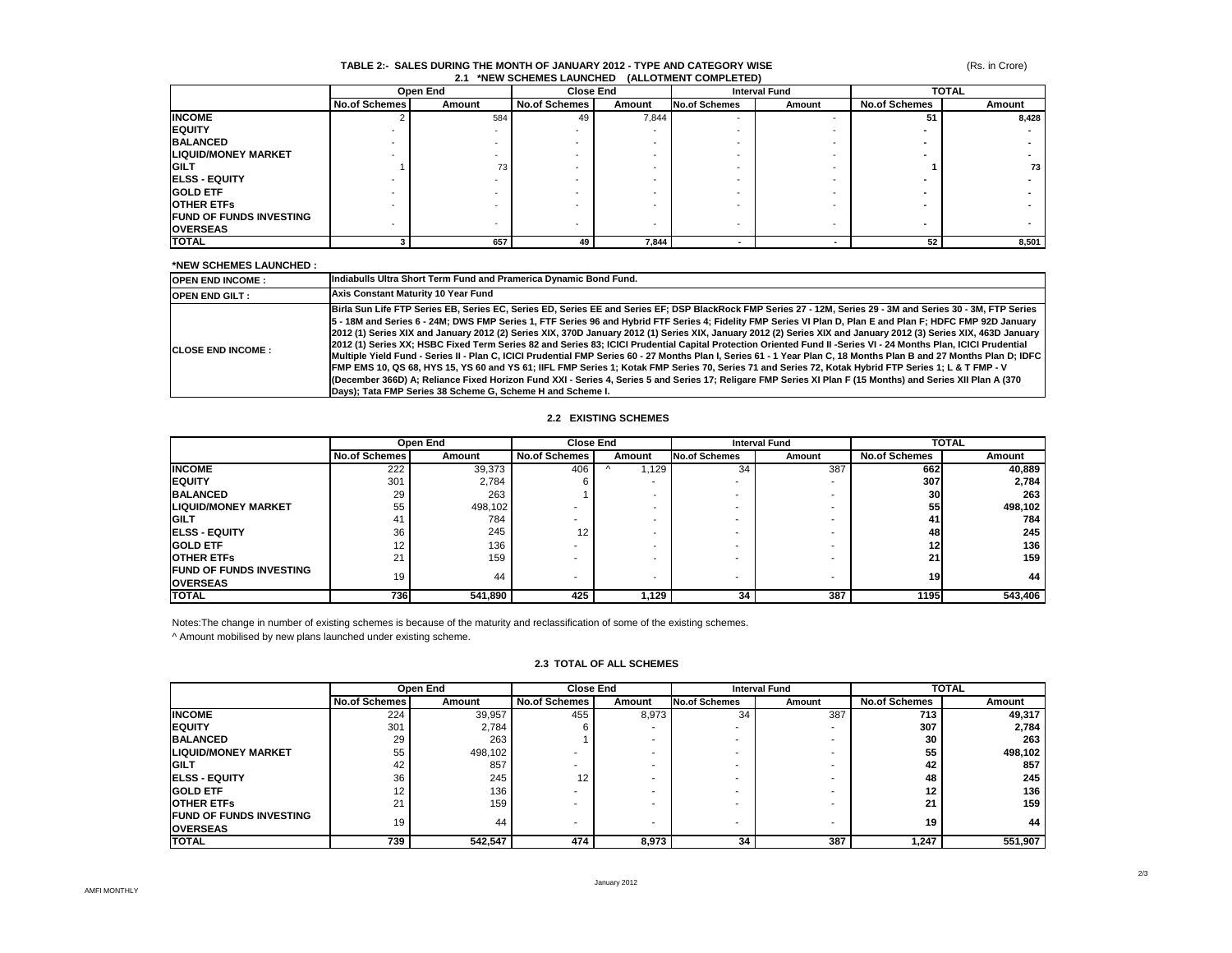## TABLE 2:- SALES DURING THE MONTH OF JANUARY 2012 - TYPE AND CATEGORY WISE

(Rs. in Crore)

### 2.1 *NEW SCHEMES LAUNCHED (ALLOTMENT COMPLETED)

| | Open End | | Close End | | Interval Fund | | TOTAL | |
|---|---|---|---|---|---|---|---|---|
| | No.of Schemes | Amount | No.of Schemes | Amount | No.of Schemes | Amount | No.of Schemes | Amount |
| **INCOME** | 2 | 584 | 49 | 7,844 | - | - | **51** | **8,428** |
| **EQUITY** | - | - | - | - | - | - | **-** | **-** |
| **BALANCED** | - | - | - | - | - | - | **-** | **-** |
| **LIQUID/MONEY MARKET** | - | - | - | - | - | - | **-** | **-** |
| **GILT** | 1 | 73 | - | - | - | - | **1** | **73** |
| **ELSS - EQUITY** | - | - | - | - | - | - | **-** | **-** |
| **GOLD ETF** | - | - | - | - | - | - | **-** | **-** |
| **OTHER ETFs** | - | - | - | - | - | - | **-** | **-** |
| **FUND OF FUNDS INVESTING OVERSEAS** | - | - | - | - | - | - | **-** | **-** |
| **TOTAL** | **3** | **657** | **49** | **7,844** | **-** | **-** | **52** | **8,501** |

**\*NEW SCHEMES LAUNCHED :**

| | |
|---|---|
| **OPEN END INCOME :** | **Indiabulls Ultra Short Term Fund and Pramerica Dynamic Bond Fund.** |
| **OPEN END GILT :** | **Axis Constant Maturity 10 Year Fund** |
| **CLOSE END INCOME :** | **Birla Sun Life FTP Series EB, Series EC, Series ED, Series EE and Series EF; DSP BlackRock FMP Series 27 - 12M, Series 29 - 3M and Series 30 - 3M, FTP Series 5 - 18M and Series 6 - 24M; DWS FMP Series 1, FTF Series 96 and Hybrid FTF Series 4; Fidelity FMP Series VI Plan D, Plan E and Plan F; HDFC FMP 92D January 2012 (1) Series XIX and January 2012 (2) Series XIX, 370D January 2012 (1) Series XIX, January 2012 (2) Series XIX and January 2012 (3) Series XIX, 463D January 2012 (1) Series XX; HSBC Fixed Term Series 82 and Series 83; ICICI Prudential Capital Protection Oriented Fund II -Series VI - 24 Months Plan, ICICI Prudential Multiple Yield Fund - Series II - Plan C, ICICI Prudential FMP Series 60 - 27 Months Plan I, Series 61 - 1 Year Plan C, 18 Months Plan B and 27 Months Plan D; IDFC FMP EMS 10, QS 68, HYS 15, YS 60 and YS 61; IIFL FMP Series 1; Kotak FMP Series 70, Series 71 and Series 72, Kotak Hybrid FTP Series 1; L & T FMP - V (December 366D) A; Reliance Fixed Horizon Fund XXI - Series 4, Series 5 and Series 17; Religare FMP Series XI Plan F (15 Months) and Series XII Plan A (370 Days); Tata FMP Series 38 Scheme G, Scheme H and Scheme I.** |

### 2.2 EXISTING SCHEMES

| | Open End | | Close End | | Interval Fund | | TOTAL | |
|---|---|---|---|---|---|---|---|---|
| | No.of Schemes | Amount | No.of Schemes | Amount | No.of Schemes | Amount | No.of Schemes | Amount |
| **INCOME** | 222 | 39,373 | 406 | ^ 1,129 | 34 | 387 | **662** | **40,889** |
| **EQUITY** | 301 | 2,784 | 6 | - | - | - | **307** | **2,784** |
| **BALANCED** | 29 | 263 | 1 | - | - | - | **30** | **263** |
| **LIQUID/MONEY MARKET** | 55 | 498,102 | - | - | - | - | **55** | **498,102** |
| **GILT** | 41 | 784 | - | - | - | - | **41** | **784** |
| **ELSS - EQUITY** | 36 | 245 | 12 | - | - | - | **48** | **245** |
| **GOLD ETF** | 12 | 136 | - | - | - | - | **12** | **136** |
| **OTHER ETFs** | 21 | 159 | - | - | - | - | **21** | **159** |
| **FUND OF FUNDS INVESTING OVERSEAS** | 19 | 44 | - | - | - | - | **19** | **44** |
| **TOTAL** | **736** | **541,890** | **425** | **1,129** | **34** | **387** | **1195** | **543,406** |

Notes:The change in number of existing schemes is because of the maturity and reclassification of some of the existing schemes.

^ Amount mobilised by new plans launched under existing scheme.

### 2.3 TOTAL OF ALL SCHEMES

| | Open End | | Close End | | Interval Fund | | TOTAL | |
|---|---|---|---|---|---|---|---|---|
| | No.of Schemes | Amount | No.of Schemes | Amount | No.of Schemes | Amount | No.of Schemes | Amount |
| **INCOME** | 224 | 39,957 | 455 | 8,973 | 34 | 387 | **713** | **49,317** |
| **EQUITY** | 301 | 2,784 | 6 | - | - | - | **307** | **2,784** |
| **BALANCED** | 29 | 263 | 1 | - | - | - | **30** | **263** |
| **LIQUID/MONEY MARKET** | 55 | 498,102 | - | - | - | - | **55** | **498,102** |
| **GILT** | 42 | 857 | - | - | - | - | **42** | **857** |
| **ELSS - EQUITY** | 36 | 245 | 12 | - | - | - | **48** | **245** |
| **GOLD ETF** | 12 | 136 | - | - | - | - | **12** | **136** |
| **OTHER ETFs** | 21 | 159 | - | - | - | - | **21** | **159** |
| **FUND OF FUNDS INVESTING OVERSEAS** | 19 | 44 | - | - | - | - | **19** | **44** |
| **TOTAL** | **739** | **542,547** | **474** | **8,973** | **34** | **387** | **1,247** | **551,907** |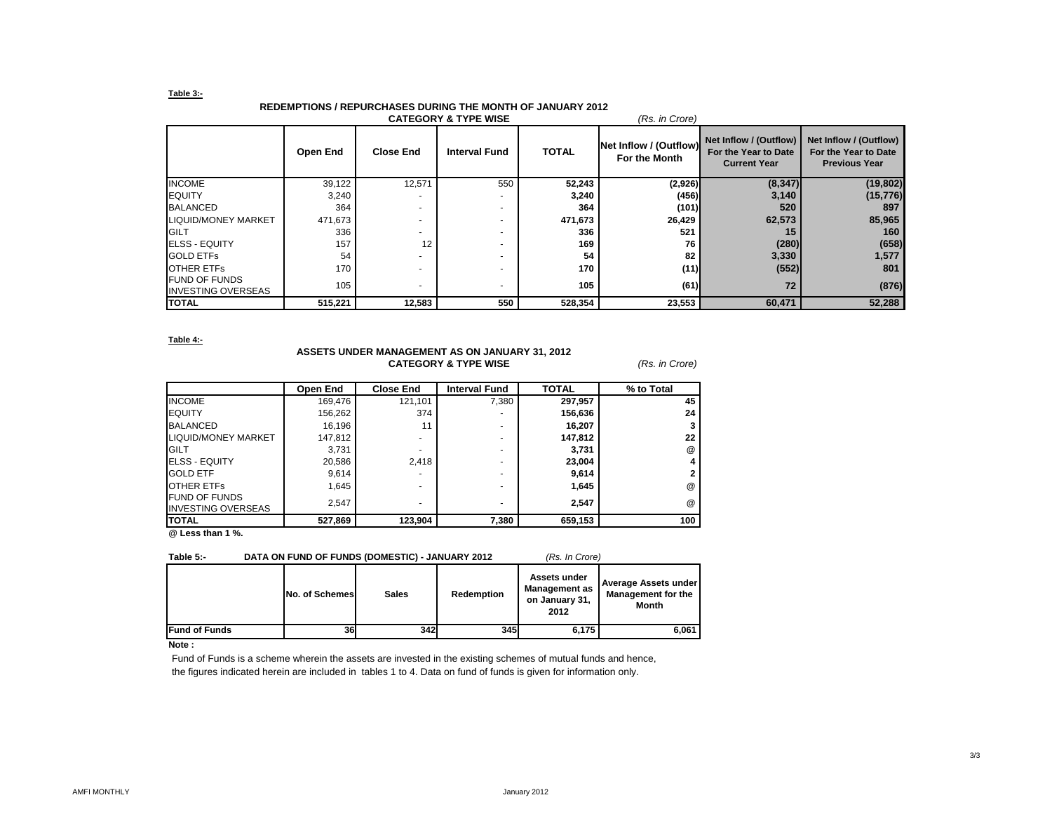**Table 3:-**

## REDEMPTIONS / REPURCHASES DURING THE MONTH OF JANUARY 2012
### CATEGORY & TYPE WISE

*(Rs. in Crore)*

| | Open End | Close End | Interval Fund | TOTAL | Net Inflow / (Outflow) For the Month | Net Inflow / (Outflow) For the Year to Date Current Year | Net Inflow / (Outflow) For the Year to Date Previous Year |
|---|---|---|---|---|---|---|---|
| INCOME | 39,122 | 12,571 | 550 | **52,243** | **(2,926)** | **(8,347)** | **(19,802)** |
| EQUITY | 3,240 | - | - | **3,240** | **(456)** | **3,140** | **(15,776)** |
| BALANCED | 364 | - | - | **364** | **(101)** | **520** | **897** |
| LIQUID/MONEY MARKET | 471,673 | - | - | **471,673** | **26,429** | **62,573** | **85,965** |
| GILT | 336 | - | - | **336** | **521** | **15** | **160** |
| ELSS - EQUITY | 157 | 12 | - | **169** | **76** | **(280)** | **(658)** |
| GOLD ETFs | 54 | - | - | **54** | **82** | **3,330** | **1,577** |
| OTHER ETFs | 170 | - | - | **170** | **(11)** | **(552)** | **801** |
| FUND OF FUNDS INVESTING OVERSEAS | 105 | - | - | **105** | **(61)** | **72** | **(876)** |
| **TOTAL** | **515,221** | **12,583** | **550** | **528,354** | **23,553** | **60,471** | **52,288** |

**Table 4:-**

## ASSETS UNDER MANAGEMENT AS ON JANUARY 31, 2012
### CATEGORY & TYPE WISE

*(Rs. in Crore)*

| | Open End | Close End | Interval Fund | TOTAL | % to Total |
|---|---|---|---|---|---|
| INCOME | 169,476 | 121,101 | 7,380 | **297,957** | **45** |
| EQUITY | 156,262 | 374 | - | **156,636** | **24** |
| BALANCED | 16,196 | 11 | - | **16,207** | **3** |
| LIQUID/MONEY MARKET | 147,812 | - | - | **147,812** | **22** |
| GILT | 3,731 | - | - | **3,731** | **@** |
| ELSS - EQUITY | 20,586 | 2,418 | - | **23,004** | **4** |
| GOLD ETF | 9,614 | - | - | **9,614** | **2** |
| OTHER ETFs | 1,645 | - | - | **1,645** | **@** |
| FUND OF FUNDS INVESTING OVERSEAS | 2,547 | - | - | **2,547** | **@** |
| **TOTAL** | **527,869** | **123,904** | **7,380** | **659,153** | **100** |

**@ Less than 1 %.**

**Table 5:- DATA ON FUND OF FUNDS (DOMESTIC) - JANUARY 2012** *(Rs. In Crore)*

| | No. of Schemes | Sales | Redemption | Assets under Management as on January 31, 2012 | Average Assets under Management for the Month |
|---|---|---|---|---|---|
| **Fund of Funds** | **36** | **342** | **345** | **6,175** | **6,061** |

**Note :**

Fund of Funds is a scheme wherein the assets are invested in the existing schemes of mutual funds and hence, the figures indicated herein are included in tables 1 to 4. Data on fund of funds is given for information only.